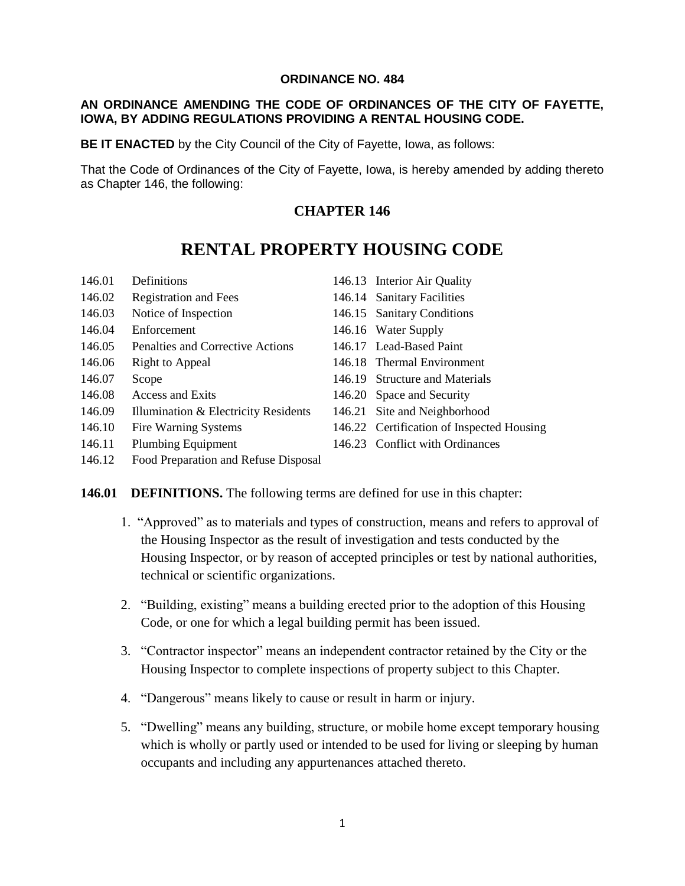**ORDINANCE NO. 484**

**AN ORDINANCE AMENDING THE CODE OF ORDINANCES OF THE CITY OF FAYETTE, IOWA, BY ADDING REGULATIONS PROVIDING A RENTAL HOUSING CODE.**

**BE IT ENACTED** by the City Council of the City of Fayette, Iowa, as follows:

That the Code of Ordinances of the City of Fayette, Iowa, is hereby amended by adding thereto as Chapter 146, the following:

## CHAPTER 146

# RENTAL PROPERTY HOUSING CODE

| | | | |
|---|---|---|---|
| 146.01 | Definitions | 146.13 | Interior Air Quality |
| 146.02 | Registration and Fees | 146.14 | Sanitary Facilities |
| 146.03 | Notice of Inspection | 146.15 | Sanitary Conditions |
| 146.04 | Enforcement | 146.16 | Water Supply |
| 146.05 | Penalties and Corrective Actions | 146.17 | Lead-Based Paint |
| 146.06 | Right to Appeal | 146.18 | Thermal Environment |
| 146.07 | Scope | 146.19 | Structure and Materials |
| 146.08 | Access and Exits | 146.20 | Space and Security |
| 146.09 | Illumination & Electricity Residents | 146.21 | Site and Neighborhood |
| 146.10 | Fire Warning Systems | 146.22 | Certification of Inspected Housing |
| 146.11 | Plumbing Equipment | 146.23 | Conflict with Ordinances |
| 146.12 | Food Preparation and Refuse Disposal | | |

**146.01 DEFINITIONS.** The following terms are defined for use in this chapter:

1. "Approved" as to materials and types of construction, means and refers to approval of the Housing Inspector as the result of investigation and tests conducted by the Housing Inspector, or by reason of accepted principles or test by national authorities, technical or scientific organizations.

2. "Building, existing" means a building erected prior to the adoption of this Housing Code, or one for which a legal building permit has been issued.

3. "Contractor inspector" means an independent contractor retained by the City or the Housing Inspector to complete inspections of property subject to this Chapter.

4. "Dangerous" means likely to cause or result in harm or injury.

5. "Dwelling" means any building, structure, or mobile home except temporary housing which is wholly or partly used or intended to be used for living or sleeping by human occupants and including any appurtenances attached thereto.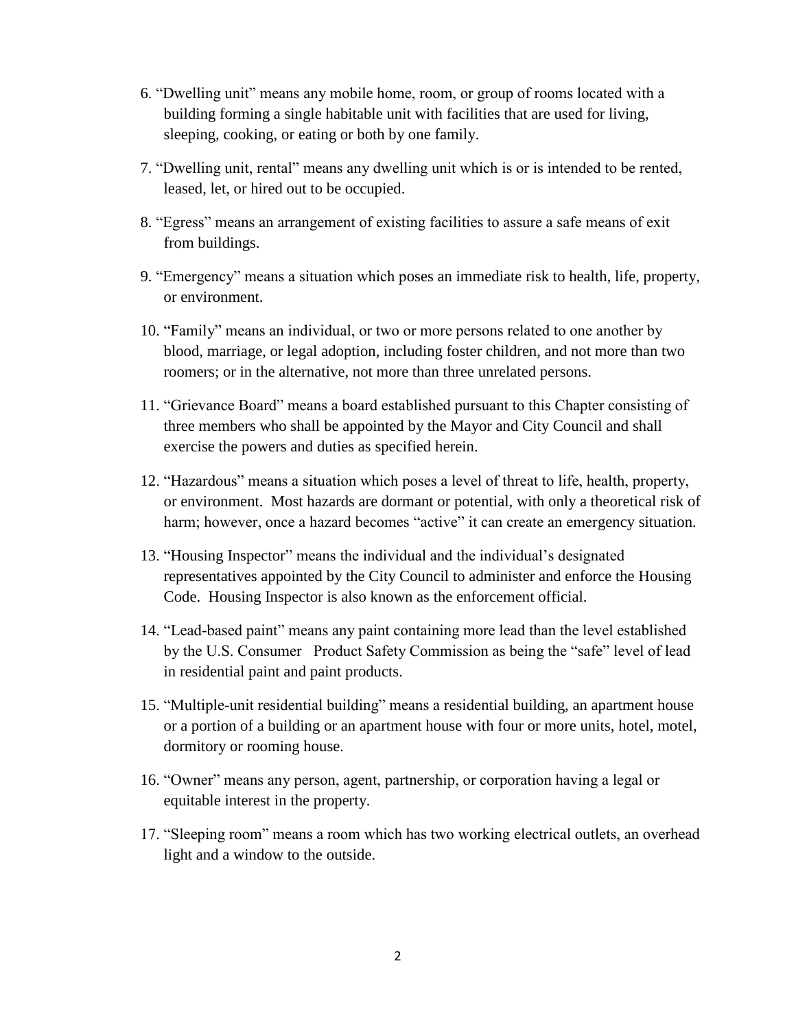6. "Dwelling unit" means any mobile home, room, or group of rooms located with a building forming a single habitable unit with facilities that are used for living, sleeping, cooking, or eating or both by one family.

7. "Dwelling unit, rental" means any dwelling unit which is or is intended to be rented, leased, let, or hired out to be occupied.

8. "Egress" means an arrangement of existing facilities to assure a safe means of exit from buildings.

9. "Emergency" means a situation which poses an immediate risk to health, life, property, or environment.

10. "Family" means an individual, or two or more persons related to one another by blood, marriage, or legal adoption, including foster children, and not more than two roomers; or in the alternative, not more than three unrelated persons.

11. "Grievance Board" means a board established pursuant to this Chapter consisting of three members who shall be appointed by the Mayor and City Council and shall exercise the powers and duties as specified herein.

12. "Hazardous" means a situation which poses a level of threat to life, health, property, or environment. Most hazards are dormant or potential, with only a theoretical risk of harm; however, once a hazard becomes "active" it can create an emergency situation.

13. "Housing Inspector" means the individual and the individual's designated representatives appointed by the City Council to administer and enforce the Housing Code. Housing Inspector is also known as the enforcement official.

14. "Lead-based paint" means any paint containing more lead than the level established by the U.S. Consumer Product Safety Commission as being the "safe" level of lead in residential paint and paint products.

15. "Multiple-unit residential building" means a residential building, an apartment house or a portion of a building or an apartment house with four or more units, hotel, motel, dormitory or rooming house.

16. "Owner" means any person, agent, partnership, or corporation having a legal or equitable interest in the property.

17. "Sleeping room" means a room which has two working electrical outlets, an overhead light and a window to the outside.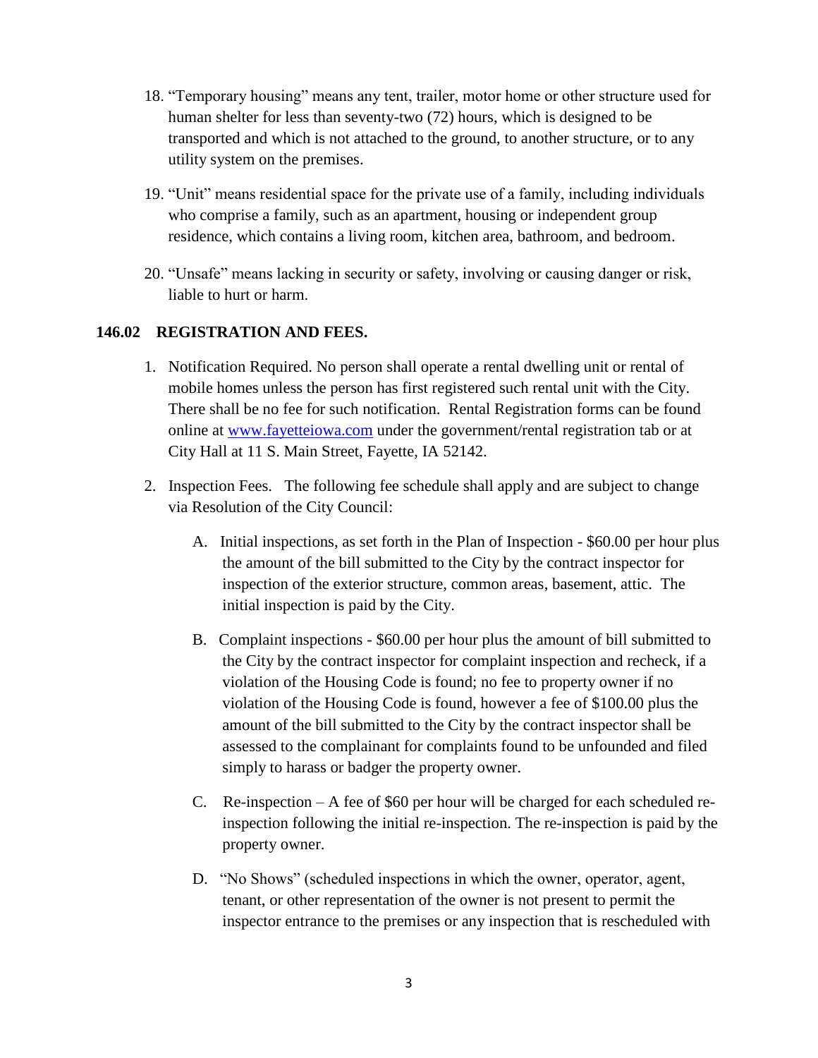18. "Temporary housing" means any tent, trailer, motor home or other structure used for human shelter for less than seventy-two (72) hours, which is designed to be transported and which is not attached to the ground, to another structure, or to any utility system on the premises.

19. "Unit" means residential space for the private use of a family, including individuals who comprise a family, such as an apartment, housing or independent group residence, which contains a living room, kitchen area, bathroom, and bedroom.

20. "Unsafe" means lacking in security or safety, involving or causing danger or risk, liable to hurt or harm.

**146.02 REGISTRATION AND FEES.**

1. Notification Required. No person shall operate a rental dwelling unit or rental of mobile homes unless the person has first registered such rental unit with the City. There shall be no fee for such notification. Rental Registration forms can be found online at [www.fayetteiowa.com](http://www.fayetteiowa.com) under the government/rental registration tab or at City Hall at 11 S. Main Street, Fayette, IA 52142.

2. Inspection Fees. The following fee schedule shall apply and are subject to change via Resolution of the City Council:

   A. Initial inspections, as set forth in the Plan of Inspection - $60.00 per hour plus the amount of the bill submitted to the City by the contract inspector for inspection of the exterior structure, common areas, basement, attic. The initial inspection is paid by the City.

   B. Complaint inspections - $60.00 per hour plus the amount of bill submitted to the City by the contract inspector for complaint inspection and recheck, if a violation of the Housing Code is found; no fee to property owner if no violation of the Housing Code is found, however a fee of $100.00 plus the amount of the bill submitted to the City by the contract inspector shall be assessed to the complainant for complaints found to be unfounded and filed simply to harass or badger the property owner.

   C. Re-inspection – A fee of $60 per hour will be charged for each scheduled re-inspection following the initial re-inspection. The re-inspection is paid by the property owner.

   D. "No Shows" (scheduled inspections in which the owner, operator, agent, tenant, or other representation of the owner is not present to permit the inspector entrance to the premises or any inspection that is rescheduled with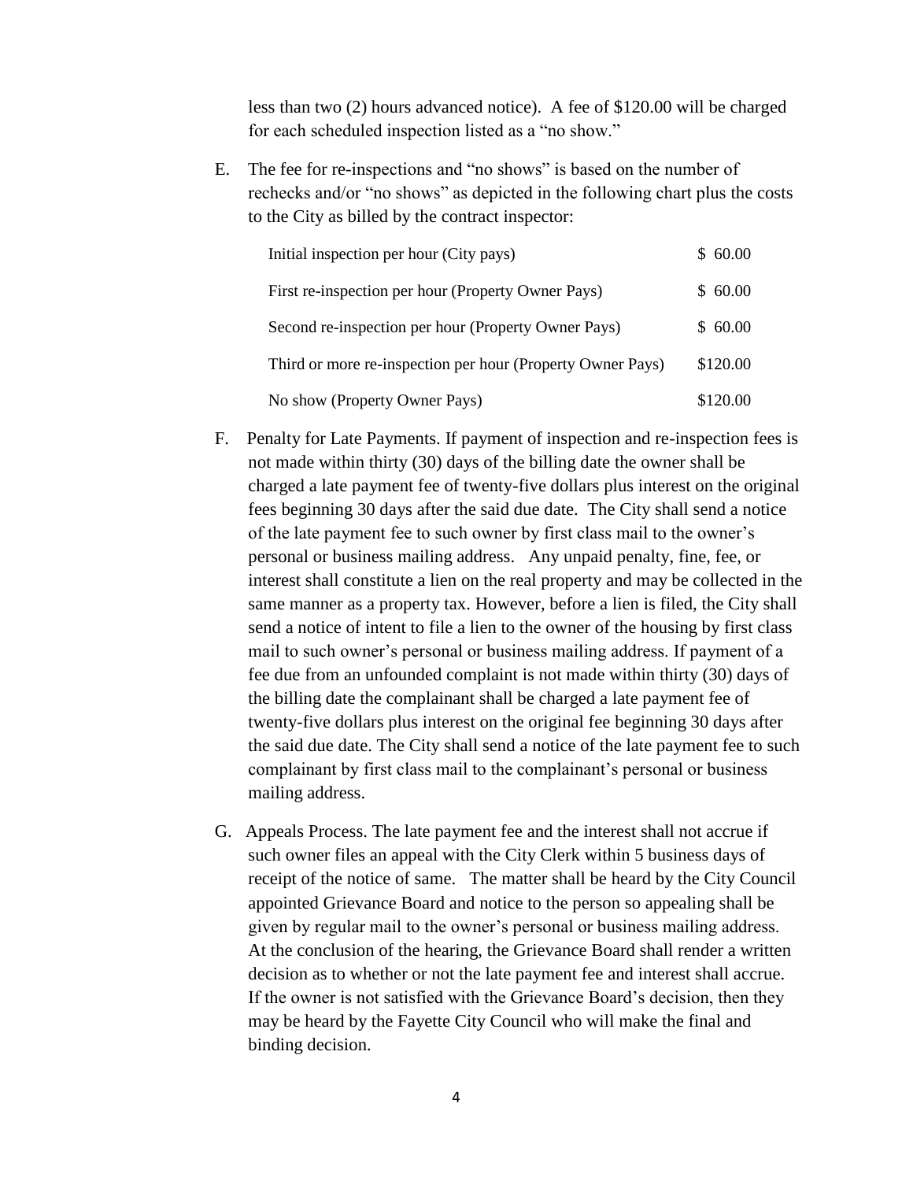less than two (2) hours advanced notice). A fee of $120.00 will be charged for each scheduled inspection listed as a "no show."

E. The fee for re-inspections and "no shows" is based on the number of rechecks and/or "no shows" as depicted in the following chart plus the costs to the City as billed by the contract inspector:

| | |
|---|---|
| Initial inspection per hour (City pays) | $ 60.00 |
| First re-inspection per hour (Property Owner Pays) | $ 60.00 |
| Second re-inspection per hour (Property Owner Pays) | $ 60.00 |
| Third or more re-inspection per hour (Property Owner Pays) | $120.00 |
| No show (Property Owner Pays) | $120.00 |

F. Penalty for Late Payments. If payment of inspection and re-inspection fees is not made within thirty (30) days of the billing date the owner shall be charged a late payment fee of twenty-five dollars plus interest on the original fees beginning 30 days after the said due date. The City shall send a notice of the late payment fee to such owner by first class mail to the owner's personal or business mailing address. Any unpaid penalty, fine, fee, or interest shall constitute a lien on the real property and may be collected in the same manner as a property tax. However, before a lien is filed, the City shall send a notice of intent to file a lien to the owner of the housing by first class mail to such owner's personal or business mailing address. If payment of a fee due from an unfounded complaint is not made within thirty (30) days of the billing date the complainant shall be charged a late payment fee of twenty-five dollars plus interest on the original fee beginning 30 days after the said due date. The City shall send a notice of the late payment fee to such complainant by first class mail to the complainant's personal or business mailing address.

G. Appeals Process. The late payment fee and the interest shall not accrue if such owner files an appeal with the City Clerk within 5 business days of receipt of the notice of same. The matter shall be heard by the City Council appointed Grievance Board and notice to the person so appealing shall be given by regular mail to the owner's personal or business mailing address. At the conclusion of the hearing, the Grievance Board shall render a written decision as to whether or not the late payment fee and interest shall accrue. If the owner is not satisfied with the Grievance Board's decision, then they may be heard by the Fayette City Council who will make the final and binding decision.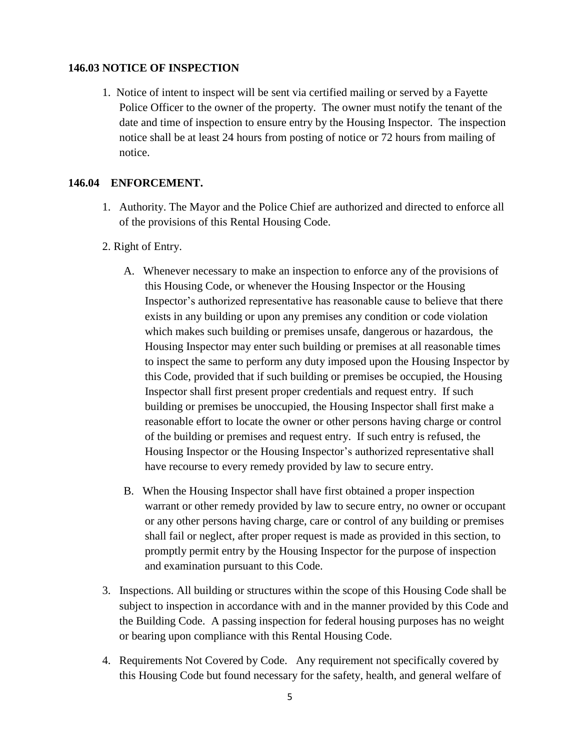**146.03 NOTICE OF INSPECTION**

1. Notice of intent to inspect will be sent via certified mailing or served by a Fayette Police Officer to the owner of the property. The owner must notify the tenant of the date and time of inspection to ensure entry by the Housing Inspector. The inspection notice shall be at least 24 hours from posting of notice or 72 hours from mailing of notice.

**146.04 ENFORCEMENT.**

1. Authority. The Mayor and the Police Chief are authorized and directed to enforce all of the provisions of this Rental Housing Code.

2. Right of Entry.

   A. Whenever necessary to make an inspection to enforce any of the provisions of this Housing Code, or whenever the Housing Inspector or the Housing Inspector's authorized representative has reasonable cause to believe that there exists in any building or upon any premises any condition or code violation which makes such building or premises unsafe, dangerous or hazardous, the Housing Inspector may enter such building or premises at all reasonable times to inspect the same to perform any duty imposed upon the Housing Inspector by this Code, provided that if such building or premises be occupied, the Housing Inspector shall first present proper credentials and request entry. If such building or premises be unoccupied, the Housing Inspector shall first make a reasonable effort to locate the owner or other persons having charge or control of the building or premises and request entry. If such entry is refused, the Housing Inspector or the Housing Inspector's authorized representative shall have recourse to every remedy provided by law to secure entry.

   B. When the Housing Inspector shall have first obtained a proper inspection warrant or other remedy provided by law to secure entry, no owner or occupant or any other persons having charge, care or control of any building or premises shall fail or neglect, after proper request is made as provided in this section, to promptly permit entry by the Housing Inspector for the purpose of inspection and examination pursuant to this Code.

3. Inspections. All building or structures within the scope of this Housing Code shall be subject to inspection in accordance with and in the manner provided by this Code and the Building Code. A passing inspection for federal housing purposes has no weight or bearing upon compliance with this Rental Housing Code.

4. Requirements Not Covered by Code. Any requirement not specifically covered by this Housing Code but found necessary for the safety, health, and general welfare of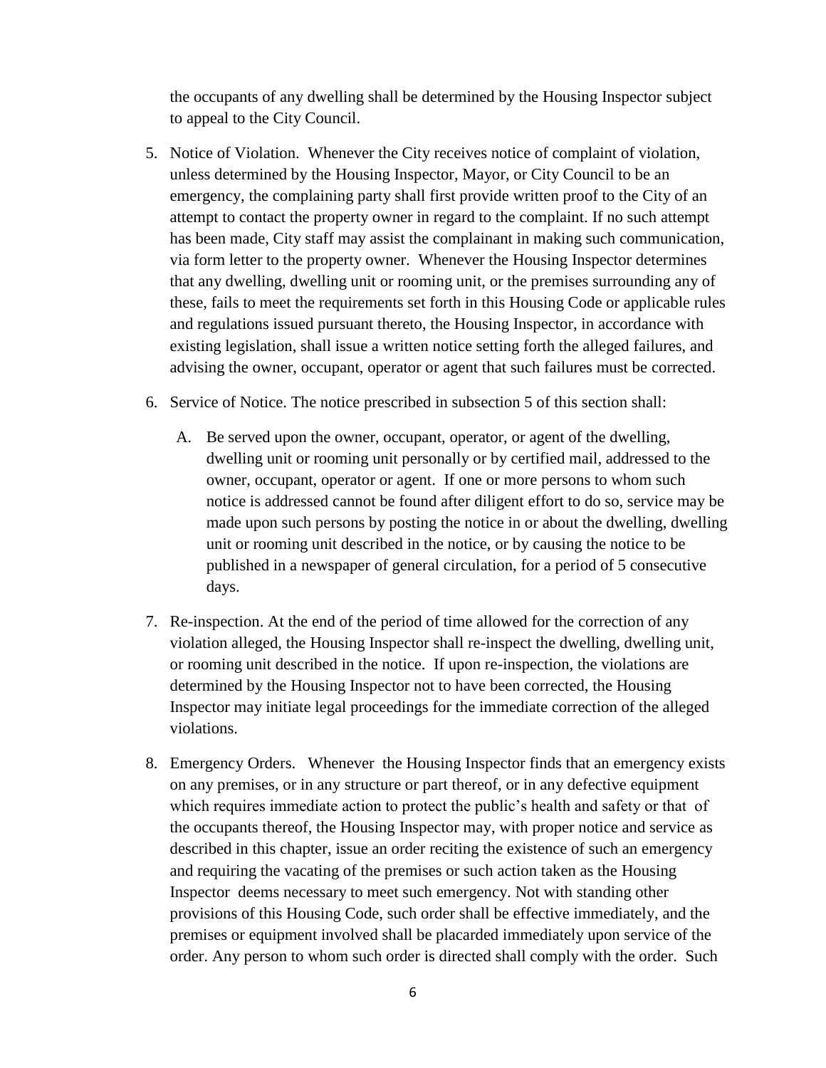the occupants of any dwelling shall be determined by the Housing Inspector subject to appeal to the City Council.

5. Notice of Violation. Whenever the City receives notice of complaint of violation, unless determined by the Housing Inspector, Mayor, or City Council to be an emergency, the complaining party shall first provide written proof to the City of an attempt to contact the property owner in regard to the complaint. If no such attempt has been made, City staff may assist the complainant in making such communication, via form letter to the property owner. Whenever the Housing Inspector determines that any dwelling, dwelling unit or rooming unit, or the premises surrounding any of these, fails to meet the requirements set forth in this Housing Code or applicable rules and regulations issued pursuant thereto, the Housing Inspector, in accordance with existing legislation, shall issue a written notice setting forth the alleged failures, and advising the owner, occupant, operator or agent that such failures must be corrected.

6. Service of Notice. The notice prescribed in subsection 5 of this section shall:

   A. Be served upon the owner, occupant, operator, or agent of the dwelling, dwelling unit or rooming unit personally or by certified mail, addressed to the owner, occupant, operator or agent. If one or more persons to whom such notice is addressed cannot be found after diligent effort to do so, service may be made upon such persons by posting the notice in or about the dwelling, dwelling unit or rooming unit described in the notice, or by causing the notice to be published in a newspaper of general circulation, for a period of 5 consecutive days.

7. Re-inspection. At the end of the period of time allowed for the correction of any violation alleged, the Housing Inspector shall re-inspect the dwelling, dwelling unit, or rooming unit described in the notice. If upon re-inspection, the violations are determined by the Housing Inspector not to have been corrected, the Housing Inspector may initiate legal proceedings for the immediate correction of the alleged violations.

8. Emergency Orders. Whenever the Housing Inspector finds that an emergency exists on any premises, or in any structure or part thereof, or in any defective equipment which requires immediate action to protect the public's health and safety or that of the occupants thereof, the Housing Inspector may, with proper notice and service as described in this chapter, issue an order reciting the existence of such an emergency and requiring the vacating of the premises or such action taken as the Housing Inspector deems necessary to meet such emergency. Not with standing other provisions of this Housing Code, such order shall be effective immediately, and the premises or equipment involved shall be placarded immediately upon service of the order. Any person to whom such order is directed shall comply with the order. Such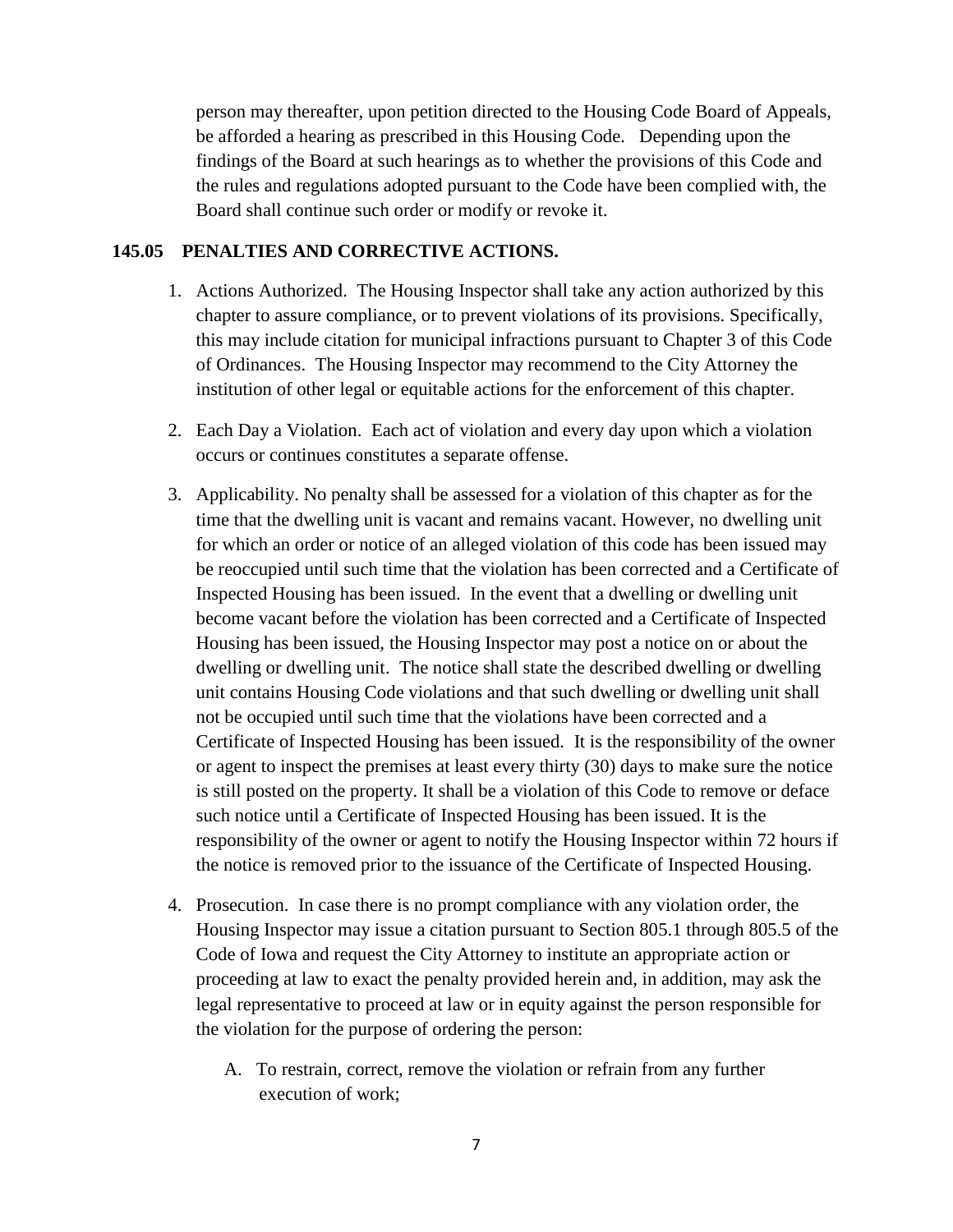person may thereafter, upon petition directed to the Housing Code Board of Appeals, be afforded a hearing as prescribed in this Housing Code. Depending upon the findings of the Board at such hearings as to whether the provisions of this Code and the rules and regulations adopted pursuant to the Code have been complied with, the Board shall continue such order or modify or revoke it.

## 145.05 PENALTIES AND CORRECTIVE ACTIONS.

1. Actions Authorized. The Housing Inspector shall take any action authorized by this chapter to assure compliance, or to prevent violations of its provisions. Specifically, this may include citation for municipal infractions pursuant to Chapter 3 of this Code of Ordinances. The Housing Inspector may recommend to the City Attorney the institution of other legal or equitable actions for the enforcement of this chapter.

2. Each Day a Violation. Each act of violation and every day upon which a violation occurs or continues constitutes a separate offense.

3. Applicability. No penalty shall be assessed for a violation of this chapter as for the time that the dwelling unit is vacant and remains vacant. However, no dwelling unit for which an order or notice of an alleged violation of this code has been issued may be reoccupied until such time that the violation has been corrected and a Certificate of Inspected Housing has been issued. In the event that a dwelling or dwelling unit become vacant before the violation has been corrected and a Certificate of Inspected Housing has been issued, the Housing Inspector may post a notice on or about the dwelling or dwelling unit. The notice shall state the described dwelling or dwelling unit contains Housing Code violations and that such dwelling or dwelling unit shall not be occupied until such time that the violations have been corrected and a Certificate of Inspected Housing has been issued. It is the responsibility of the owner or agent to inspect the premises at least every thirty (30) days to make sure the notice is still posted on the property. It shall be a violation of this Code to remove or deface such notice until a Certificate of Inspected Housing has been issued. It is the responsibility of the owner or agent to notify the Housing Inspector within 72 hours if the notice is removed prior to the issuance of the Certificate of Inspected Housing.

4. Prosecution. In case there is no prompt compliance with any violation order, the Housing Inspector may issue a citation pursuant to Section 805.1 through 805.5 of the Code of Iowa and request the City Attorney to institute an appropriate action or proceeding at law to exact the penalty provided herein and, in addition, may ask the legal representative to proceed at law or in equity against the person responsible for the violation for the purpose of ordering the person:

   A. To restrain, correct, remove the violation or refrain from any further execution of work;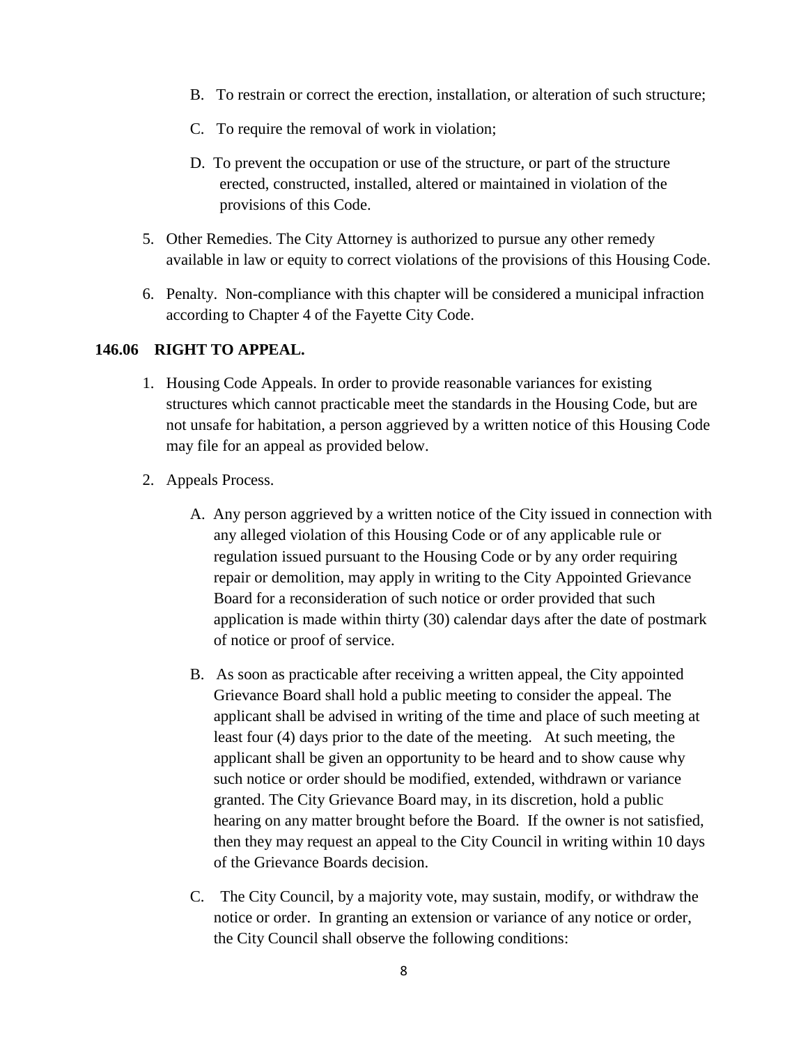B. To restrain or correct the erection, installation, or alteration of such structure;

C. To require the removal of work in violation;

D. To prevent the occupation or use of the structure, or part of the structure erected, constructed, installed, altered or maintained in violation of the provisions of this Code.

5. Other Remedies. The City Attorney is authorized to pursue any other remedy available in law or equity to correct violations of the provisions of this Housing Code.

6. Penalty. Non-compliance with this chapter will be considered a municipal infraction according to Chapter 4 of the Fayette City Code.

**146.06 RIGHT TO APPEAL.**

1. Housing Code Appeals. In order to provide reasonable variances for existing structures which cannot practicable meet the standards in the Housing Code, but are not unsafe for habitation, a person aggrieved by a written notice of this Housing Code may file for an appeal as provided below.

2. Appeals Process.

   A. Any person aggrieved by a written notice of the City issued in connection with any alleged violation of this Housing Code or of any applicable rule or regulation issued pursuant to the Housing Code or by any order requiring repair or demolition, may apply in writing to the City Appointed Grievance Board for a reconsideration of such notice or order provided that such application is made within thirty (30) calendar days after the date of postmark of notice or proof of service.

   B. As soon as practicable after receiving a written appeal, the City appointed Grievance Board shall hold a public meeting to consider the appeal. The applicant shall be advised in writing of the time and place of such meeting at least four (4) days prior to the date of the meeting. At such meeting, the applicant shall be given an opportunity to be heard and to show cause why such notice or order should be modified, extended, withdrawn or variance granted. The City Grievance Board may, in its discretion, hold a public hearing on any matter brought before the Board. If the owner is not satisfied, then they may request an appeal to the City Council in writing within 10 days of the Grievance Boards decision.

   C. The City Council, by a majority vote, may sustain, modify, or withdraw the notice or order. In granting an extension or variance of any notice or order, the City Council shall observe the following conditions: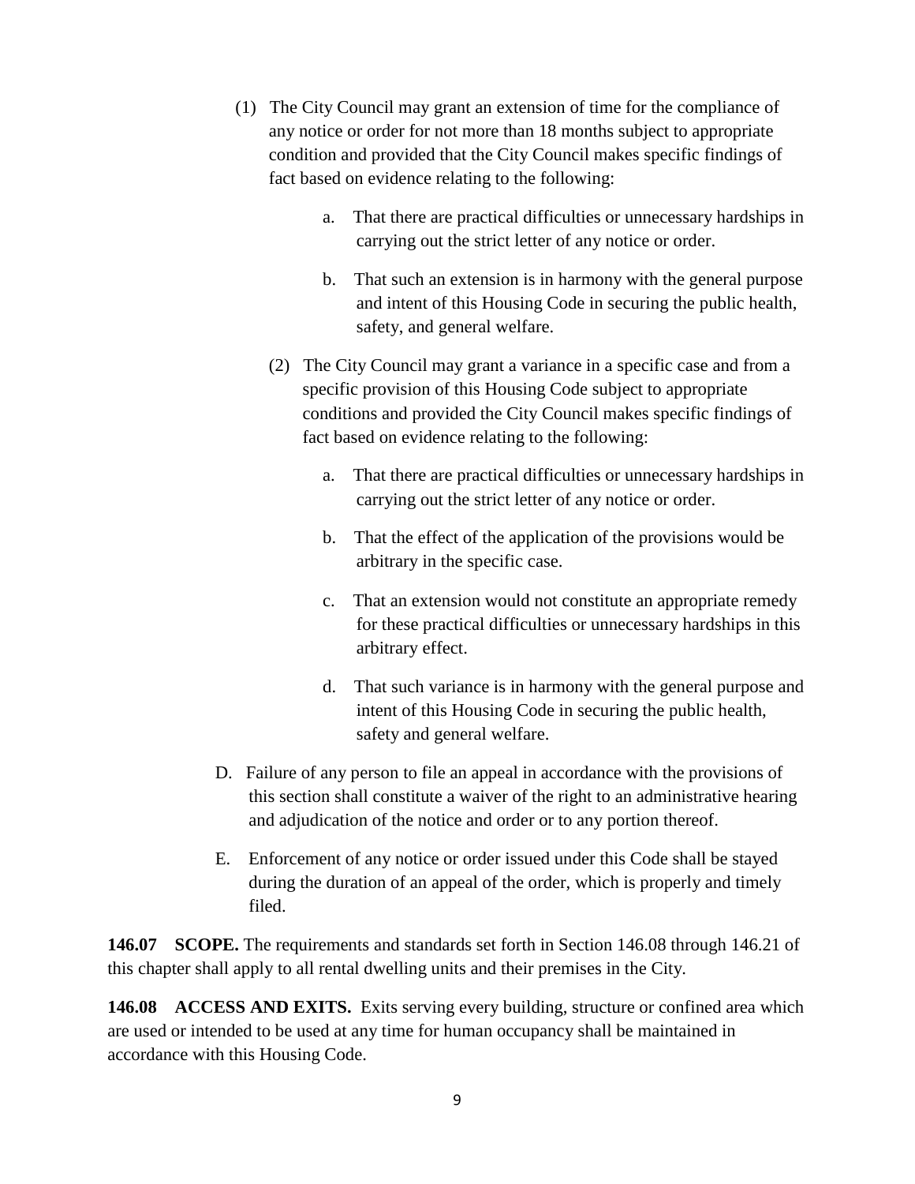(1) The City Council may grant an extension of time for the compliance of any notice or order for not more than 18 months subject to appropriate condition and provided that the City Council makes specific findings of fact based on evidence relating to the following:

   a. That there are practical difficulties or unnecessary hardships in carrying out the strict letter of any notice or order.

   b. That such an extension is in harmony with the general purpose and intent of this Housing Code in securing the public health, safety, and general welfare.

(2) The City Council may grant a variance in a specific case and from a specific provision of this Housing Code subject to appropriate conditions and provided the City Council makes specific findings of fact based on evidence relating to the following:

   a. That there are practical difficulties or unnecessary hardships in carrying out the strict letter of any notice or order.

   b. That the effect of the application of the provisions would be arbitrary in the specific case.

   c. That an extension would not constitute an appropriate remedy for these practical difficulties or unnecessary hardships in this arbitrary effect.

   d. That such variance is in harmony with the general purpose and intent of this Housing Code in securing the public health, safety and general welfare.

D. Failure of any person to file an appeal in accordance with the provisions of this section shall constitute a waiver of the right to an administrative hearing and adjudication of the notice and order or to any portion thereof.

E. Enforcement of any notice or order issued under this Code shall be stayed during the duration of an appeal of the order, which is properly and timely filed.

**146.07 SCOPE.** The requirements and standards set forth in Section 146.08 through 146.21 of this chapter shall apply to all rental dwelling units and their premises in the City.

**146.08 ACCESS AND EXITS.** Exits serving every building, structure or confined area which are used or intended to be used at any time for human occupancy shall be maintained in accordance with this Housing Code.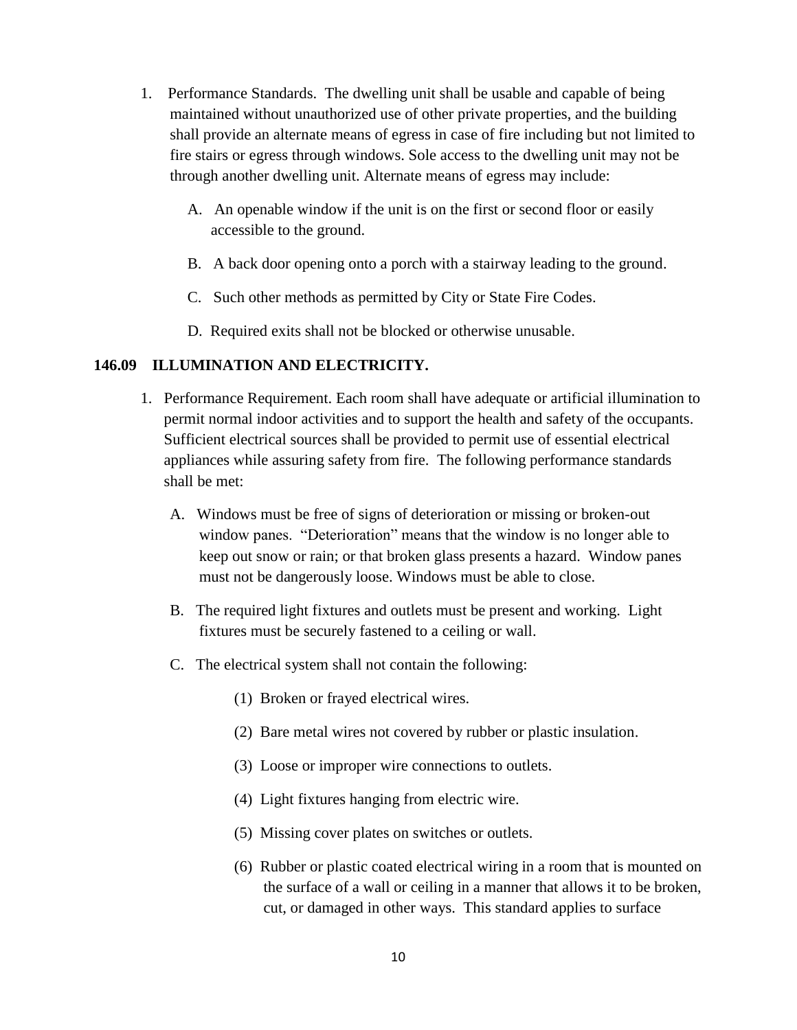1. Performance Standards. The dwelling unit shall be usable and capable of being maintained without unauthorized use of other private properties, and the building shall provide an alternate means of egress in case of fire including but not limited to fire stairs or egress through windows. Sole access to the dwelling unit may not be through another dwelling unit. Alternate means of egress may include:

   A. An openable window if the unit is on the first or second floor or easily accessible to the ground.

   B. A back door opening onto a porch with a stairway leading to the ground.

   C. Such other methods as permitted by City or State Fire Codes.

   D. Required exits shall not be blocked or otherwise unusable.

**146.09 ILLUMINATION AND ELECTRICITY.**

1. Performance Requirement. Each room shall have adequate or artificial illumination to permit normal indoor activities and to support the health and safety of the occupants. Sufficient electrical sources shall be provided to permit use of essential electrical appliances while assuring safety from fire. The following performance standards shall be met:

   A. Windows must be free of signs of deterioration or missing or broken-out window panes. "Deterioration" means that the window is no longer able to keep out snow or rain; or that broken glass presents a hazard. Window panes must not be dangerously loose. Windows must be able to close.

   B. The required light fixtures and outlets must be present and working. Light fixtures must be securely fastened to a ceiling or wall.

   C. The electrical system shall not contain the following:

      (1) Broken or frayed electrical wires.

      (2) Bare metal wires not covered by rubber or plastic insulation.

      (3) Loose or improper wire connections to outlets.

      (4) Light fixtures hanging from electric wire.

      (5) Missing cover plates on switches or outlets.

      (6) Rubber or plastic coated electrical wiring in a room that is mounted on the surface of a wall or ceiling in a manner that allows it to be broken, cut, or damaged in other ways. This standard applies to surface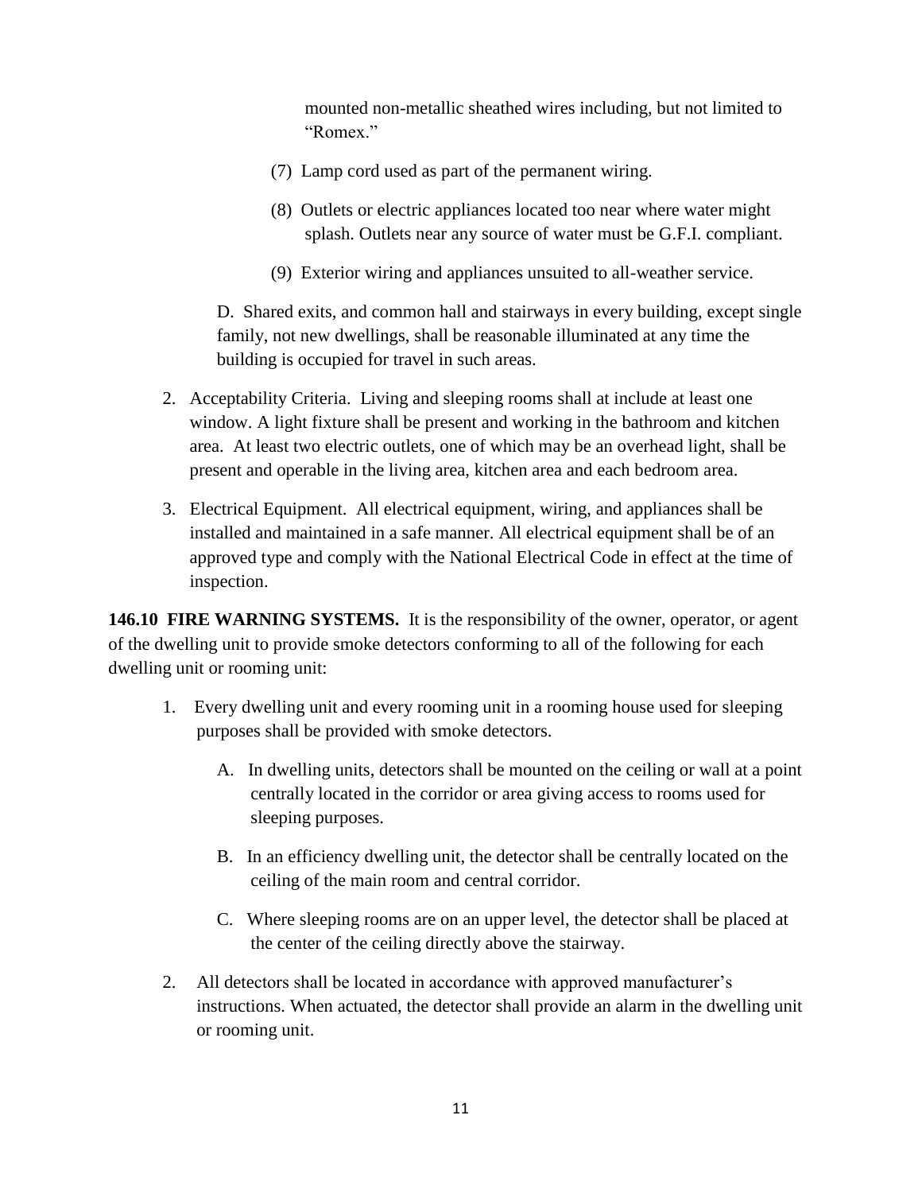mounted non-metallic sheathed wires including, but not limited to "Romex."

(7) Lamp cord used as part of the permanent wiring.

(8) Outlets or electric appliances located too near where water might splash. Outlets near any source of water must be G.F.I. compliant.

(9) Exterior wiring and appliances unsuited to all-weather service.

D. Shared exits, and common hall and stairways in every building, except single family, not new dwellings, shall be reasonable illuminated at any time the building is occupied for travel in such areas.

2. Acceptability Criteria. Living and sleeping rooms shall at include at least one window. A light fixture shall be present and working in the bathroom and kitchen area. At least two electric outlets, one of which may be an overhead light, shall be present and operable in the living area, kitchen area and each bedroom area.

3. Electrical Equipment. All electrical equipment, wiring, and appliances shall be installed and maintained in a safe manner. All electrical equipment shall be of an approved type and comply with the National Electrical Code in effect at the time of inspection.

**146.10 FIRE WARNING SYSTEMS.** It is the responsibility of the owner, operator, or agent of the dwelling unit to provide smoke detectors conforming to all of the following for each dwelling unit or rooming unit:

1. Every dwelling unit and every rooming unit in a rooming house used for sleeping purposes shall be provided with smoke detectors.

   A. In dwelling units, detectors shall be mounted on the ceiling or wall at a point centrally located in the corridor or area giving access to rooms used for sleeping purposes.

   B. In an efficiency dwelling unit, the detector shall be centrally located on the ceiling of the main room and central corridor.

   C. Where sleeping rooms are on an upper level, the detector shall be placed at the center of the ceiling directly above the stairway.

2. All detectors shall be located in accordance with approved manufacturer's instructions. When actuated, the detector shall provide an alarm in the dwelling unit or rooming unit.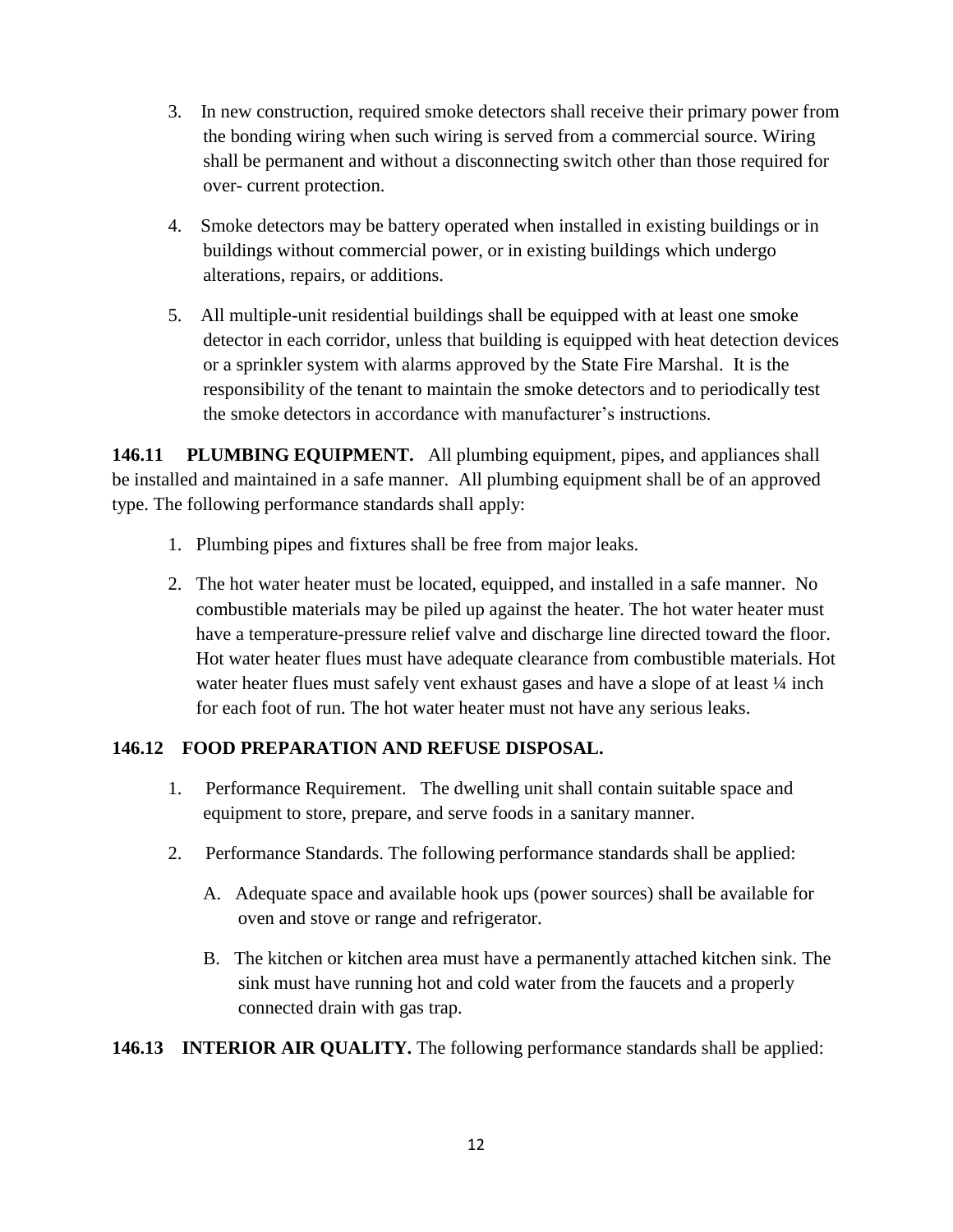3. In new construction, required smoke detectors shall receive their primary power from the bonding wiring when such wiring is served from a commercial source. Wiring shall be permanent and without a disconnecting switch other than those required for over- current protection.

4. Smoke detectors may be battery operated when installed in existing buildings or in buildings without commercial power, or in existing buildings which undergo alterations, repairs, or additions.

5. All multiple-unit residential buildings shall be equipped with at least one smoke detector in each corridor, unless that building is equipped with heat detection devices or a sprinkler system with alarms approved by the State Fire Marshal. It is the responsibility of the tenant to maintain the smoke detectors and to periodically test the smoke detectors in accordance with manufacturer's instructions.

**146.11 PLUMBING EQUIPMENT.** All plumbing equipment, pipes, and appliances shall be installed and maintained in a safe manner. All plumbing equipment shall be of an approved type. The following performance standards shall apply:

1. Plumbing pipes and fixtures shall be free from major leaks.

2. The hot water heater must be located, equipped, and installed in a safe manner. No combustible materials may be piled up against the heater. The hot water heater must have a temperature-pressure relief valve and discharge line directed toward the floor. Hot water heater flues must have adequate clearance from combustible materials. Hot water heater flues must safely vent exhaust gases and have a slope of at least ¼ inch for each foot of run. The hot water heater must not have any serious leaks.

**146.12 FOOD PREPARATION AND REFUSE DISPOSAL.**

1. Performance Requirement. The dwelling unit shall contain suitable space and equipment to store, prepare, and serve foods in a sanitary manner.

2. Performance Standards. The following performance standards shall be applied:

   A. Adequate space and available hook ups (power sources) shall be available for oven and stove or range and refrigerator.

   B. The kitchen or kitchen area must have a permanently attached kitchen sink. The sink must have running hot and cold water from the faucets and a properly connected drain with gas trap.

**146.13 INTERIOR AIR QUALITY.** The following performance standards shall be applied: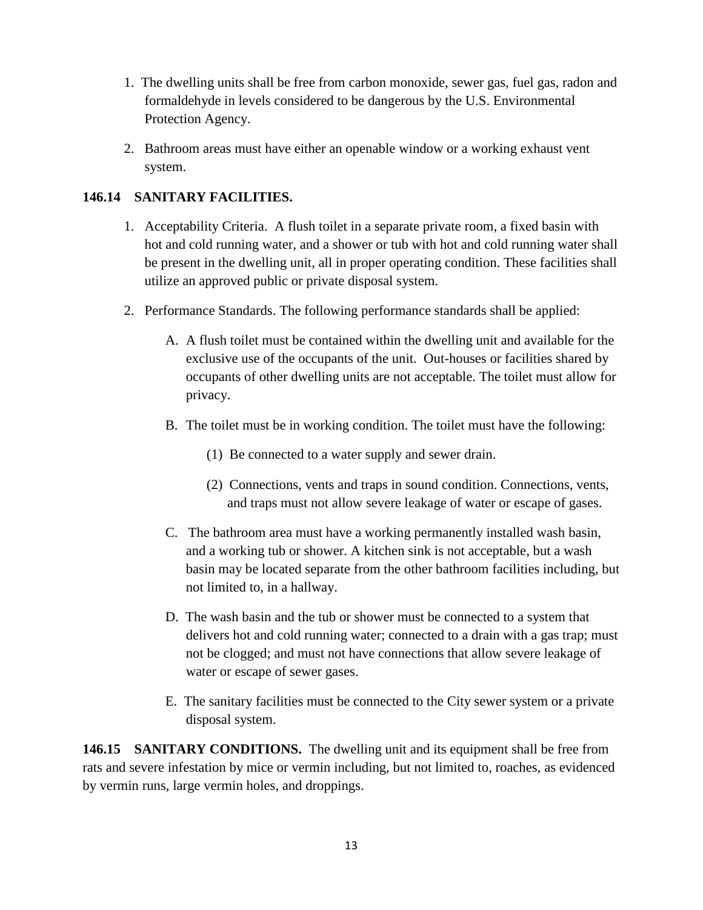1. The dwelling units shall be free from carbon monoxide, sewer gas, fuel gas, radon and formaldehyde in levels considered to be dangerous by the U.S. Environmental Protection Agency.

2. Bathroom areas must have either an openable window or a working exhaust vent system.

**146.14 SANITARY FACILITIES.**

1. Acceptability Criteria. A flush toilet in a separate private room, a fixed basin with hot and cold running water, and a shower or tub with hot and cold running water shall be present in the dwelling unit, all in proper operating condition. These facilities shall utilize an approved public or private disposal system.

2. Performance Standards. The following performance standards shall be applied:

   A. A flush toilet must be contained within the dwelling unit and available for the exclusive use of the occupants of the unit. Out-houses or facilities shared by occupants of other dwelling units are not acceptable. The toilet must allow for privacy.

   B. The toilet must be in working condition. The toilet must have the following:

      (1) Be connected to a water supply and sewer drain.

      (2) Connections, vents and traps in sound condition. Connections, vents, and traps must not allow severe leakage of water or escape of gases.

   C. The bathroom area must have a working permanently installed wash basin, and a working tub or shower. A kitchen sink is not acceptable, but a wash basin may be located separate from the other bathroom facilities including, but not limited to, in a hallway.

   D. The wash basin and the tub or shower must be connected to a system that delivers hot and cold running water; connected to a drain with a gas trap; must not be clogged; and must not have connections that allow severe leakage of water or escape of sewer gases.

   E. The sanitary facilities must be connected to the City sewer system or a private disposal system.

**146.15 SANITARY CONDITIONS.** The dwelling unit and its equipment shall be free from rats and severe infestation by mice or vermin including, but not limited to, roaches, as evidenced by vermin runs, large vermin holes, and droppings.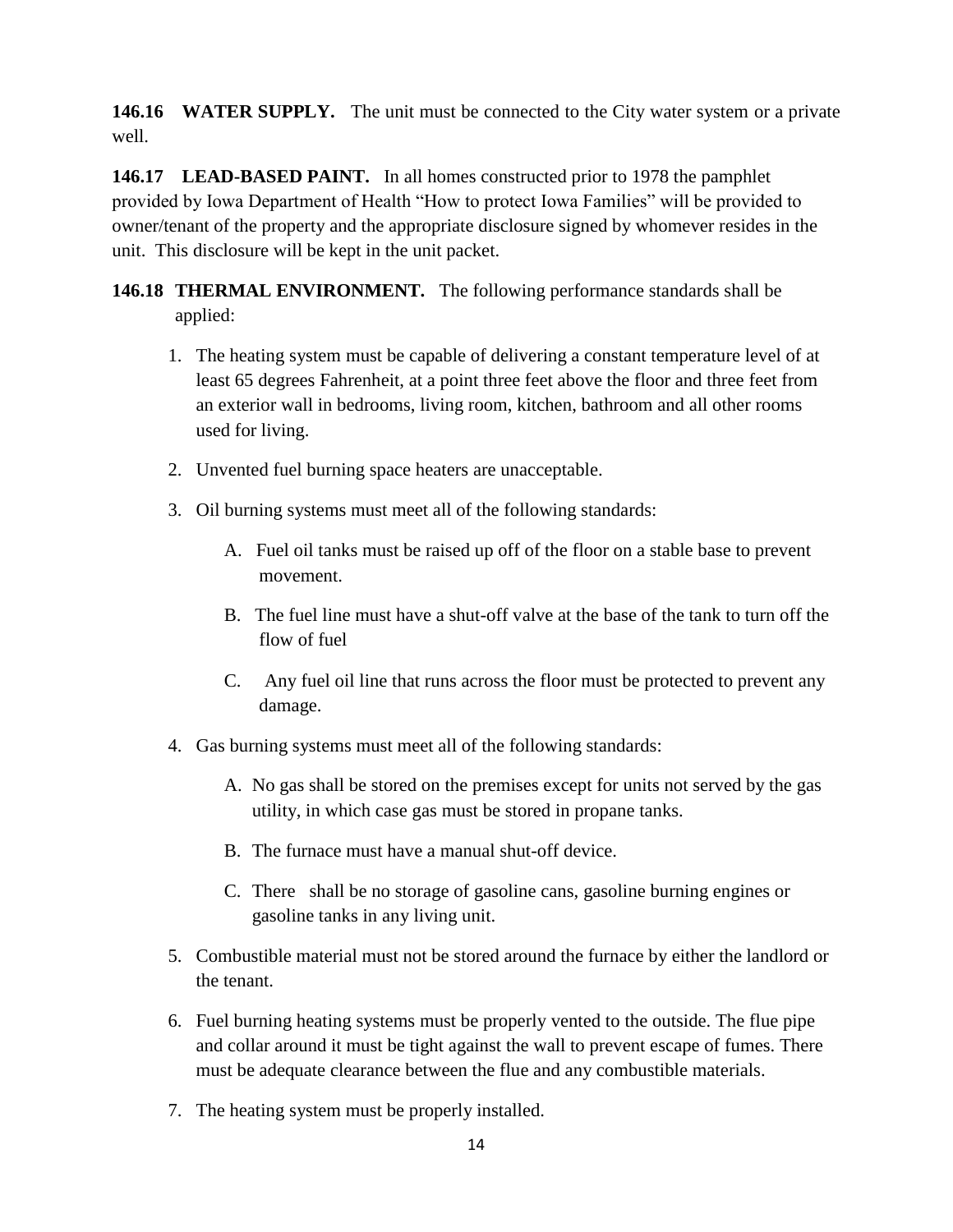**146.16 WATER SUPPLY.** The unit must be connected to the City water system or a private well.

**146.17 LEAD-BASED PAINT.** In all homes constructed prior to 1978 the pamphlet provided by Iowa Department of Health "How to protect Iowa Families" will be provided to owner/tenant of the property and the appropriate disclosure signed by whomever resides in the unit. This disclosure will be kept in the unit packet.

**146.18 THERMAL ENVIRONMENT.** The following performance standards shall be applied:

1. The heating system must be capable of delivering a constant temperature level of at least 65 degrees Fahrenheit, at a point three feet above the floor and three feet from an exterior wall in bedrooms, living room, kitchen, bathroom and all other rooms used for living.
2. Unvented fuel burning space heaters are unacceptable.
3. Oil burning systems must meet all of the following standards:
   - A. Fuel oil tanks must be raised up off of the floor on a stable base to prevent movement.
   - B. The fuel line must have a shut-off valve at the base of the tank to turn off the flow of fuel
   - C. Any fuel oil line that runs across the floor must be protected to prevent any damage.
4. Gas burning systems must meet all of the following standards:
   - A. No gas shall be stored on the premises except for units not served by the gas utility, in which case gas must be stored in propane tanks.
   - B. The furnace must have a manual shut-off device.
   - C. There shall be no storage of gasoline cans, gasoline burning engines or gasoline tanks in any living unit.
5. Combustible material must not be stored around the furnace by either the landlord or the tenant.
6. Fuel burning heating systems must be properly vented to the outside. The flue pipe and collar around it must be tight against the wall to prevent escape of fumes. There must be adequate clearance between the flue and any combustible materials.
7. The heating system must be properly installed.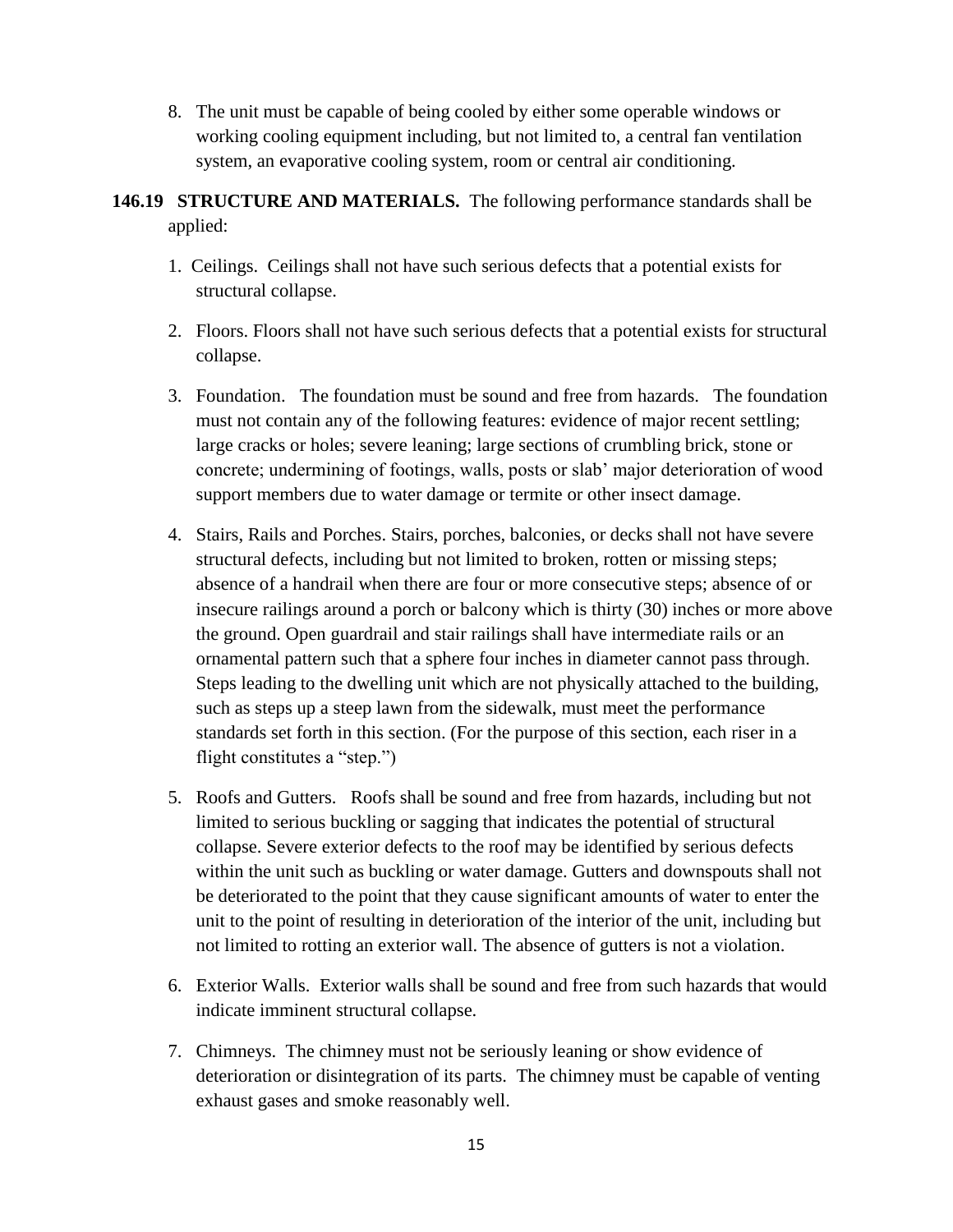8. The unit must be capable of being cooled by either some operable windows or working cooling equipment including, but not limited to, a central fan ventilation system, an evaporative cooling system, room or central air conditioning.

**146.19 STRUCTURE AND MATERIALS.** The following performance standards shall be applied:

1. Ceilings. Ceilings shall not have such serious defects that a potential exists for structural collapse.

2. Floors. Floors shall not have such serious defects that a potential exists for structural collapse.

3. Foundation. The foundation must be sound and free from hazards. The foundation must not contain any of the following features: evidence of major recent settling; large cracks or holes; severe leaning; large sections of crumbling brick, stone or concrete; undermining of footings, walls, posts or slab' major deterioration of wood support members due to water damage or termite or other insect damage.

4. Stairs, Rails and Porches. Stairs, porches, balconies, or decks shall not have severe structural defects, including but not limited to broken, rotten or missing steps; absence of a handrail when there are four or more consecutive steps; absence of or insecure railings around a porch or balcony which is thirty (30) inches or more above the ground. Open guardrail and stair railings shall have intermediate rails or an ornamental pattern such that a sphere four inches in diameter cannot pass through. Steps leading to the dwelling unit which are not physically attached to the building, such as steps up a steep lawn from the sidewalk, must meet the performance standards set forth in this section. (For the purpose of this section, each riser in a flight constitutes a "step.")

5. Roofs and Gutters. Roofs shall be sound and free from hazards, including but not limited to serious buckling or sagging that indicates the potential of structural collapse. Severe exterior defects to the roof may be identified by serious defects within the unit such as buckling or water damage. Gutters and downspouts shall not be deteriorated to the point that they cause significant amounts of water to enter the unit to the point of resulting in deterioration of the interior of the unit, including but not limited to rotting an exterior wall. The absence of gutters is not a violation.

6. Exterior Walls. Exterior walls shall be sound and free from such hazards that would indicate imminent structural collapse.

7. Chimneys. The chimney must not be seriously leaning or show evidence of deterioration or disintegration of its parts. The chimney must be capable of venting exhaust gases and smoke reasonably well.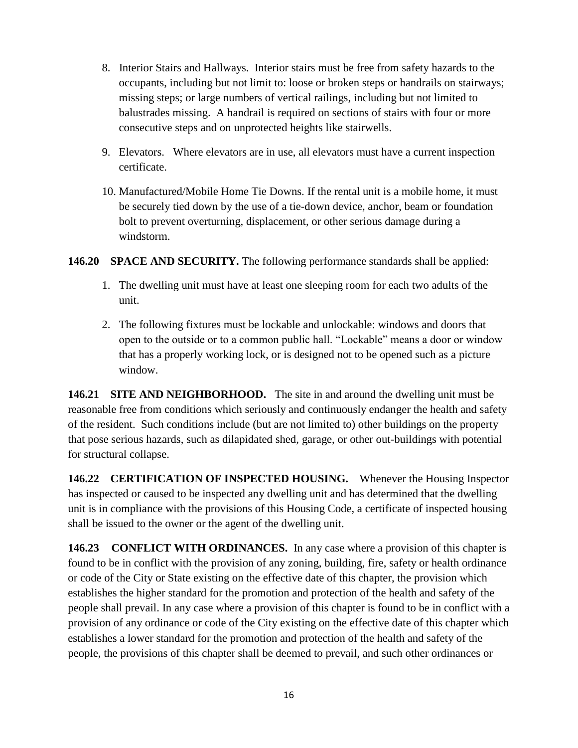8. Interior Stairs and Hallways. Interior stairs must be free from safety hazards to the occupants, including but not limit to: loose or broken steps or handrails on stairways; missing steps; or large numbers of vertical railings, including but not limited to balustrades missing. A handrail is required on sections of stairs with four or more consecutive steps and on unprotected heights like stairwells.

9. Elevators. Where elevators are in use, all elevators must have a current inspection certificate.

10. Manufactured/Mobile Home Tie Downs. If the rental unit is a mobile home, it must be securely tied down by the use of a tie-down device, anchor, beam or foundation bolt to prevent overturning, displacement, or other serious damage during a windstorm.

**146.20 SPACE AND SECURITY.** The following performance standards shall be applied:

1. The dwelling unit must have at least one sleeping room for each two adults of the unit.

2. The following fixtures must be lockable and unlockable: windows and doors that open to the outside or to a common public hall. "Lockable" means a door or window that has a properly working lock, or is designed not to be opened such as a picture window.

**146.21 SITE AND NEIGHBORHOOD.** The site in and around the dwelling unit must be reasonable free from conditions which seriously and continuously endanger the health and safety of the resident. Such conditions include (but are not limited to) other buildings on the property that pose serious hazards, such as dilapidated shed, garage, or other out-buildings with potential for structural collapse.

**146.22 CERTIFICATION OF INSPECTED HOUSING.** Whenever the Housing Inspector has inspected or caused to be inspected any dwelling unit and has determined that the dwelling unit is in compliance with the provisions of this Housing Code, a certificate of inspected housing shall be issued to the owner or the agent of the dwelling unit.

**146.23 CONFLICT WITH ORDINANCES.** In any case where a provision of this chapter is found to be in conflict with the provision of any zoning, building, fire, safety or health ordinance or code of the City or State existing on the effective date of this chapter, the provision which establishes the higher standard for the promotion and protection of the health and safety of the people shall prevail. In any case where a provision of this chapter is found to be in conflict with a provision of any ordinance or code of the City existing on the effective date of this chapter which establishes a lower standard for the promotion and protection of the health and safety of the people, the provisions of this chapter shall be deemed to prevail, and such other ordinances or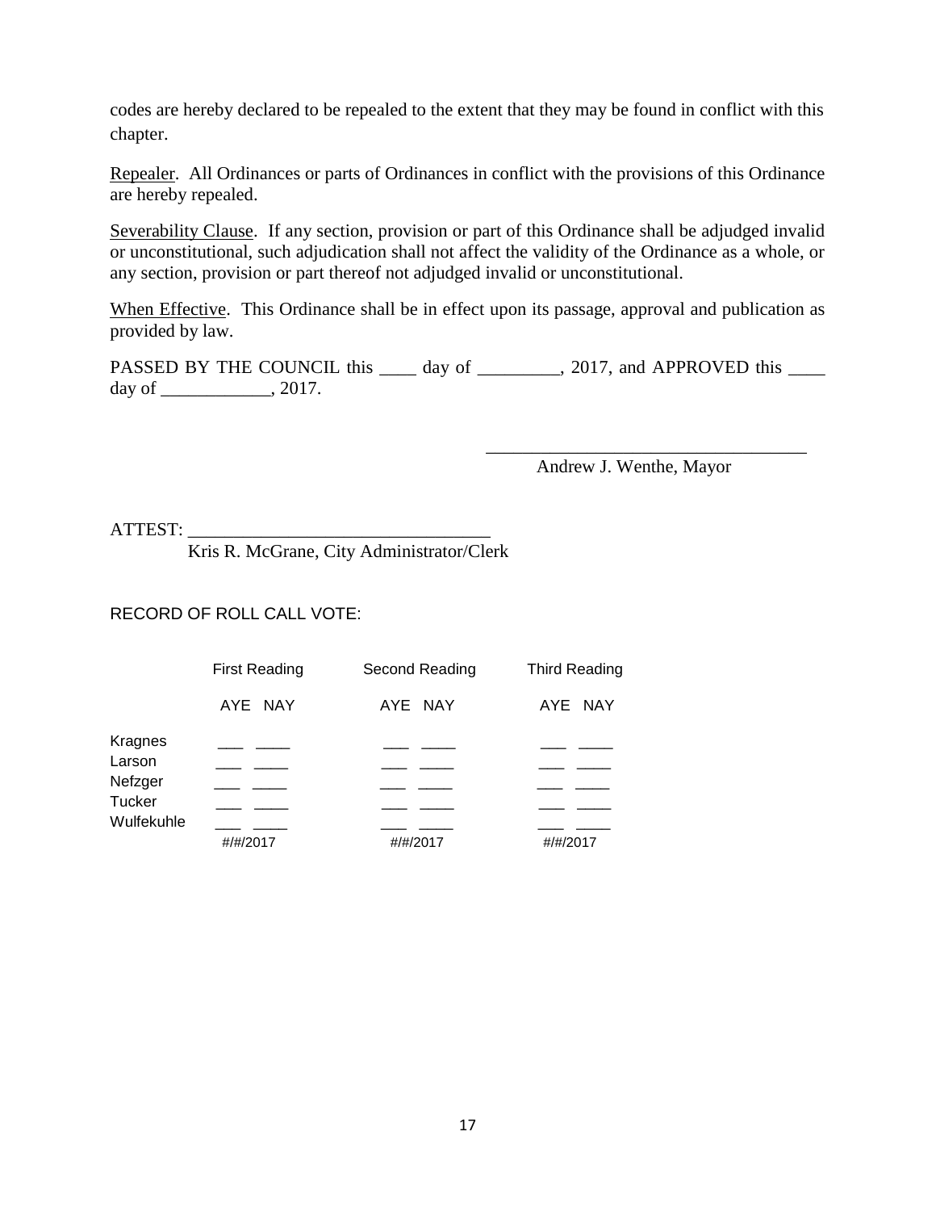codes are hereby declared to be repealed to the extent that they may be found in conflict with this chapter.

Repealer. All Ordinances or parts of Ordinances in conflict with the provisions of this Ordinance are hereby repealed.

Severability Clause. If any section, provision or part of this Ordinance shall be adjudged invalid or unconstitutional, such adjudication shall not affect the validity of the Ordinance as a whole, or any section, provision or part thereof not adjudged invalid or unconstitutional.

When Effective. This Ordinance shall be in effect upon its passage, approval and publication as provided by law.

PASSED BY THE COUNCIL this ____ day of _________, 2017, and APPROVED this ____ day of ____________, 2017.

___________________________________
Andrew J. Wenthe, Mayor

ATTEST: ________________________________
Kris R. McGrane, City Administrator/Clerk

RECORD OF ROLL CALL VOTE:

| | First Reading | | Second Reading | | Third Reading | |
|---|---|---|---|---|---|---|
| | AYE | NAY | AYE | NAY | AYE | NAY |
| Kragnes | ___ | ____ | ___ | ____ | ___ | ____ |
| Larson | ___ | ____ | ___ | ____ | ___ | ____ |
| Nefzger | ___ | ____ | ___ | ____ | ___ | ____ |
| Tucker | ___ | ____ | ___ | ____ | ___ | ____ |
| Wulfekuhle | ___ | ____ | ___ | ____ | ___ | ____ |
| | #/#/2017 | | #/#/2017 | | #/#/2017 | |